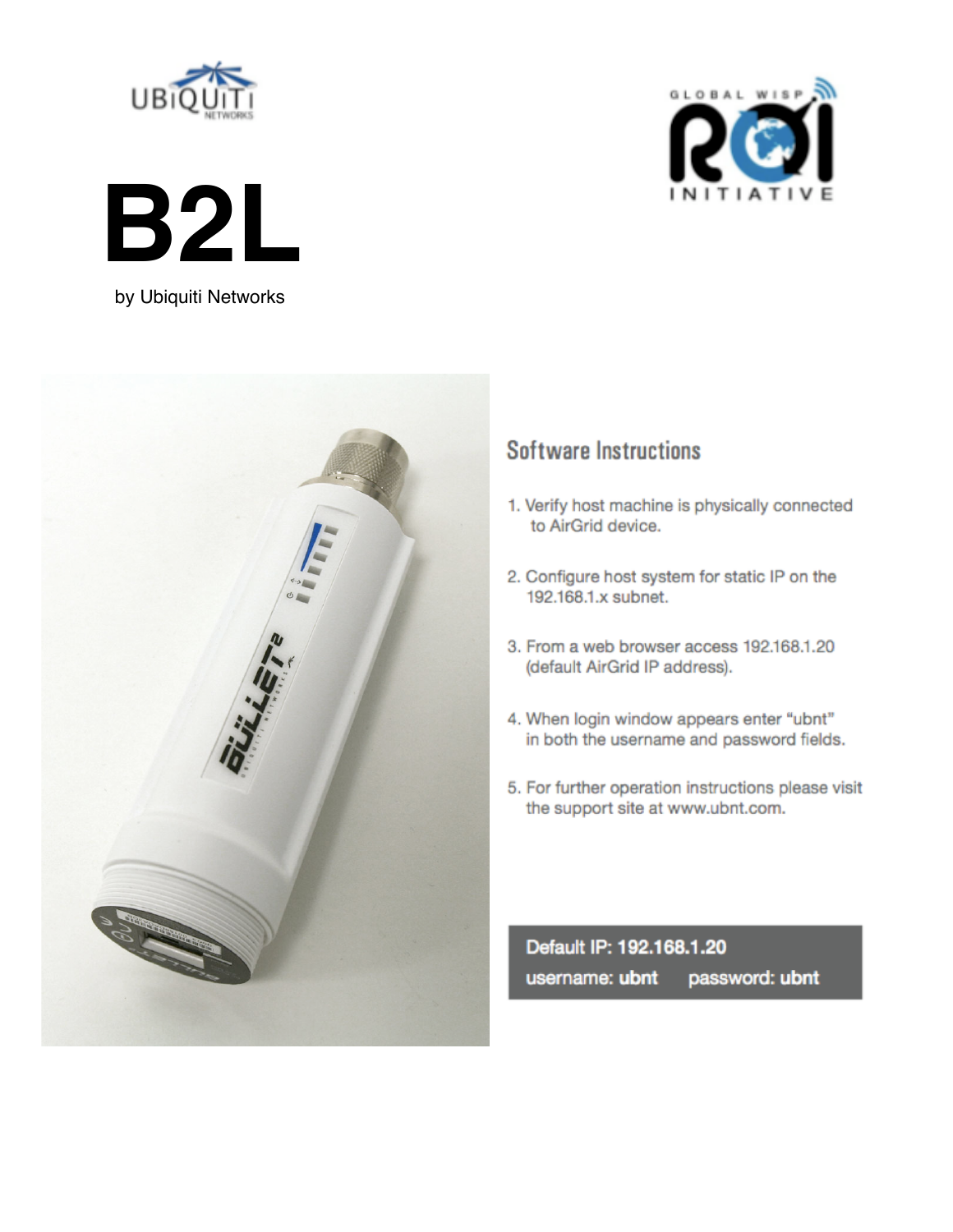# B2L

by Ubiquiti Networks

## Software Instructions

1. Verify host machine is physically connected to AirGrid device.
2. Configure host system for static IP on the 192.168.1.x subnet.
3. From a web browser access 192.168.1.20 (default AirGrid IP address).
4. When login window appears enter "ubnt" in both the username and password fields.
5. For further operation instructions please visit the support site at www.ubnt.com.

**Default IP: 192.168.1.20**
**username: ubnt     password: ubnt**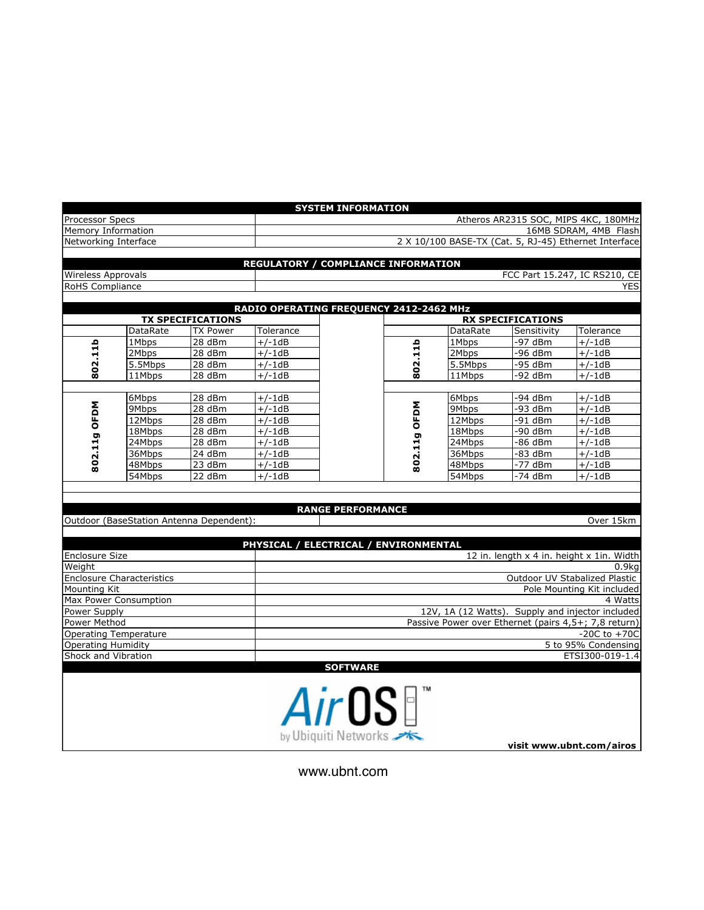## SYSTEM INFORMATION

| | |
|---|---|
| Processor Specs | Atheros AR2315 SOC, MIPS 4KC, 180MHz |
| Memory Information | 16MB SDRAM, 4MB Flash |
| Networking Interface | 2 X 10/100 BASE-TX (Cat. 5, RJ-45) Ethernet Interface |

## REGULATORY / COMPLIANCE INFORMATION

| | |
|---|---|
| Wireless Approvals | FCC Part 15.247, IC RS210, CE |
| RoHS Compliance | YES |

## RADIO OPERATING FREQUENCY 2412-2462 MHz

### TX SPECIFICATIONS

| | DataRate | TX Power | Tolerance |
|---|---|---|---|
| 802.11b | 1Mbps | 28 dBm | +/-1dB |
| | 2Mbps | 28 dBm | +/-1dB |
| | 5.5Mbps | 28 dBm | +/-1dB |
| | 11Mbps | 28 dBm | +/-1dB |
| 802.11g OFDM | 6Mbps | 28 dBm | +/-1dB |
| | 9Mbps | 28 dBm | +/-1dB |
| | 12Mbps | 28 dBm | +/-1dB |
| | 18Mbps | 28 dBm | +/-1dB |
| | 24Mbps | 28 dBm | +/-1dB |
| | 36Mbps | 24 dBm | +/-1dB |
| | 48Mbps | 23 dBm | +/-1dB |
| | 54Mbps | 22 dBm | +/-1dB |

### RX SPECIFICATIONS

| | DataRate | Sensitivity | Tolerance |
|---|---|---|---|
| 802.11b | 1Mbps | -97 dBm | +/-1dB |
| | 2Mbps | -96 dBm | +/-1dB |
| | 5.5Mbps | -95 dBm | +/-1dB |
| | 11Mbps | -92 dBm | +/-1dB |
| 802.11g OFDM | 6Mbps | -94 dBm | +/-1dB |
| | 9Mbps | -93 dBm | +/-1dB |
| | 12Mbps | -91 dBm | +/-1dB |
| | 18Mbps | -90 dBm | +/-1dB |
| | 24Mbps | -86 dBm | +/-1dB |
| | 36Mbps | -83 dBm | +/-1dB |
| | 48Mbps | -77 dBm | +/-1dB |
| | 54Mbps | -74 dBm | +/-1dB |

## RANGE PERFORMANCE

| | |
|---|---|
| Outdoor (BaseStation Antenna Dependent): | Over 15km |

## PHYSICAL / ELECTRICAL / ENVIRONMENTAL

| | |
|---|---|
| Enclosure Size | 12 in. length x 4 in. height x 1in. Width |
| Weight | 0.9kg |
| Enclosure Characteristics | Outdoor UV Stabalized Plastic |
| Mounting Kit | Pole Mounting Kit included |
| Max Power Consumption | 4 Watts |
| Power Supply | 12V, 1A (12 Watts). Supply and injector included |
| Power Method | Passive Power over Ethernet (pairs 4,5+; 7,8 return) |
| Operating Temperature | -20C to +70C |
| Operating Humidity | 5 to 95% Condensing |
| Shock and Vibration | ETSI300-019-1.4 |

## SOFTWARE

AirOS™ by Ubiquiti Networks

**visit www.ubnt.com/airos**

www.ubnt.com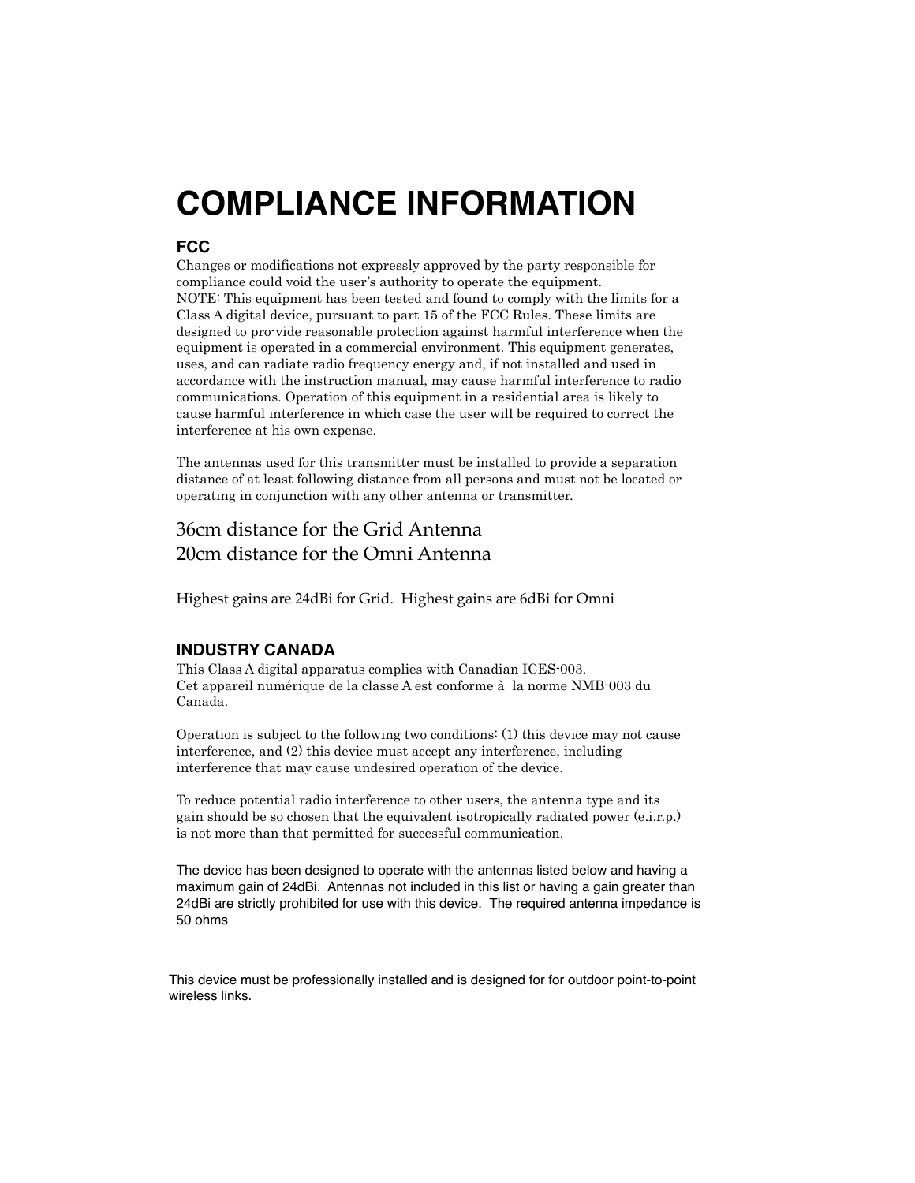# COMPLIANCE INFORMATION

### FCC

Changes or modifications not expressly approved by the party responsible for compliance could void the user's authority to operate the equipment.
NOTE: This equipment has been tested and found to comply with the limits for a Class A digital device, pursuant to part 15 of the FCC Rules. These limits are designed to pro-vide reasonable protection against harmful interference when the equipment is operated in a commercial environment. This equipment generates, uses, and can radiate radio frequency energy and, if not installed and used in accordance with the instruction manual, may cause harmful interference to radio communications. Operation of this equipment in a residential area is likely to cause harmful interference in which case the user will be required to correct the interference at his own expense.

The antennas used for this transmitter must be installed to provide a separation distance of at least following distance from all persons and must not be located or operating in conjunction with any other antenna or transmitter.

36cm distance for the Grid Antenna
20cm distance for the Omni Antenna

Highest gains are 24dBi for Grid. Highest gains are 6dBi for Omni

### INDUSTRY CANADA

This Class A digital apparatus complies with Canadian ICES-003.
Cet appareil numérique de la classe A est conforme à la norme NMB-003 du Canada.

Operation is subject to the following two conditions: (1) this device may not cause interference, and (2) this device must accept any interference, including interference that may cause undesired operation of the device.

To reduce potential radio interference to other users, the antenna type and its gain should be so chosen that the equivalent isotropically radiated power (e.i.r.p.) is not more than that permitted for successful communication.

The device has been designed to operate with the antennas listed below and having a maximum gain of 24dBi. Antennas not included in this list or having a gain greater than 24dBi are strictly prohibited for use with this device. The required antenna impedance is 50 ohms

This device must be professionally installed and is designed for for outdoor point-to-point wireless links.